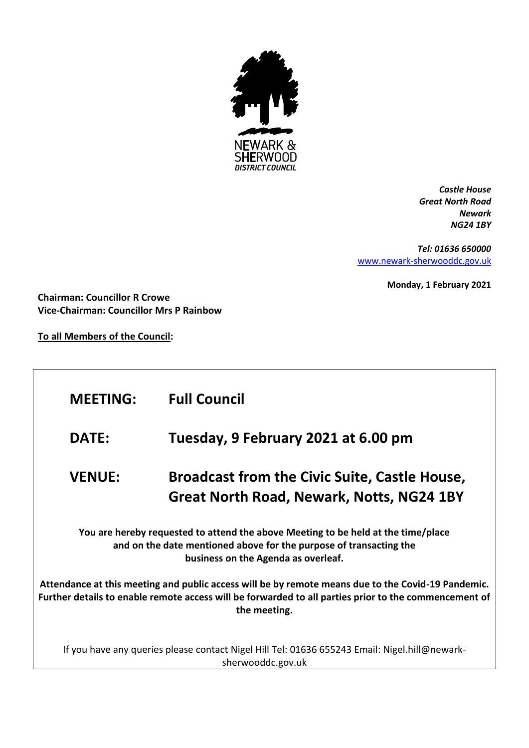NEWARK & SHERWOOD
DISTRICT COUNCIL

*Castle House*
*Great North Road*
*Newark*
*NG24 1BY*

*Tel: 01636 650000*
[www.newark-sherwooddc.gov.uk](http://www.newark-sherwooddc.gov.uk)

**Monday, 1 February 2021**

**Chairman: Councillor R Crowe**
**Vice-Chairman: Councillor Mrs P Rainbow**

**To all Members of the Council:**

| | |
|---|---|
| **MEETING:** | **Full Council** |
| **DATE:** | **Tuesday, 9 February 2021 at 6.00 pm** |
| **VENUE:** | **Broadcast from the Civic Suite, Castle House, Great North Road, Newark, Notts, NG24 1BY** |

**You are hereby requested to attend the above Meeting to be held at the time/place and on the date mentioned above for the purpose of transacting the business on the Agenda as overleaf.**

**Attendance at this meeting and public access will be by remote means due to the Covid-19 Pandemic. Further details to enable remote access will be forwarded to all parties prior to the commencement of the meeting.**

If you have any queries please contact Nigel Hill Tel: 01636 655243 Email: Nigel.hill@newark-sherwooddc.gov.uk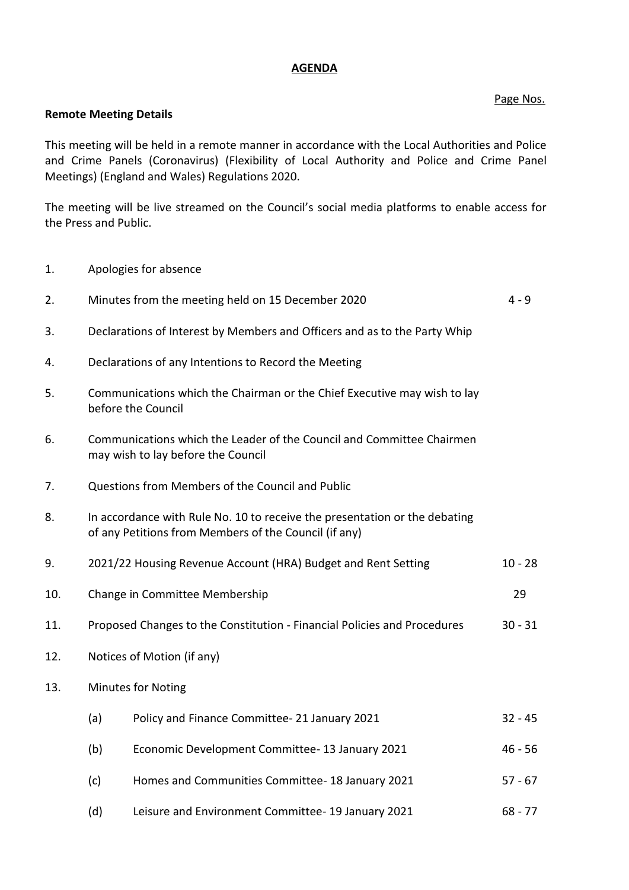# AGENDA

Page Nos.

**Remote Meeting Details**

This meeting will be held in a remote manner in accordance with the Local Authorities and Police and Crime Panels (Coronavirus) (Flexibility of Local Authority and Police and Crime Panel Meetings) (England and Wales) Regulations 2020.

The meeting will be live streamed on the Council's social media platforms to enable access for the Press and Public.

| | | | |
|---|---|---|---|
| 1. | Apologies for absence | | |
| 2. | Minutes from the meeting held on 15 December 2020 | | 4 - 9 |
| 3. | Declarations of Interest by Members and Officers and as to the Party Whip | | |
| 4. | Declarations of any Intentions to Record the Meeting | | |
| 5. | Communications which the Chairman or the Chief Executive may wish to lay before the Council | | |
| 6. | Communications which the Leader of the Council and Committee Chairmen may wish to lay before the Council | | |
| 7. | Questions from Members of the Council and Public | | |
| 8. | In accordance with Rule No. 10 to receive the presentation or the debating of any Petitions from Members of the Council (if any) | | |
| 9. | 2021/22 Housing Revenue Account (HRA) Budget and Rent Setting | | 10 - 28 |
| 10. | Change in Committee Membership | | 29 |
| 11. | Proposed Changes to the Constitution - Financial Policies and Procedures | | 30 - 31 |
| 12. | Notices of Motion (if any) | | |
| 13. | Minutes for Noting | | |
| | (a) | Policy and Finance Committee- 21 January 2021 | 32 - 45 |
| | (b) | Economic Development Committee- 13 January 2021 | 46 - 56 |
| | (c) | Homes and Communities Committee- 18 January 2021 | 57 - 67 |
| | (d) | Leisure and Environment Committee- 19 January 2021 | 68 - 77 |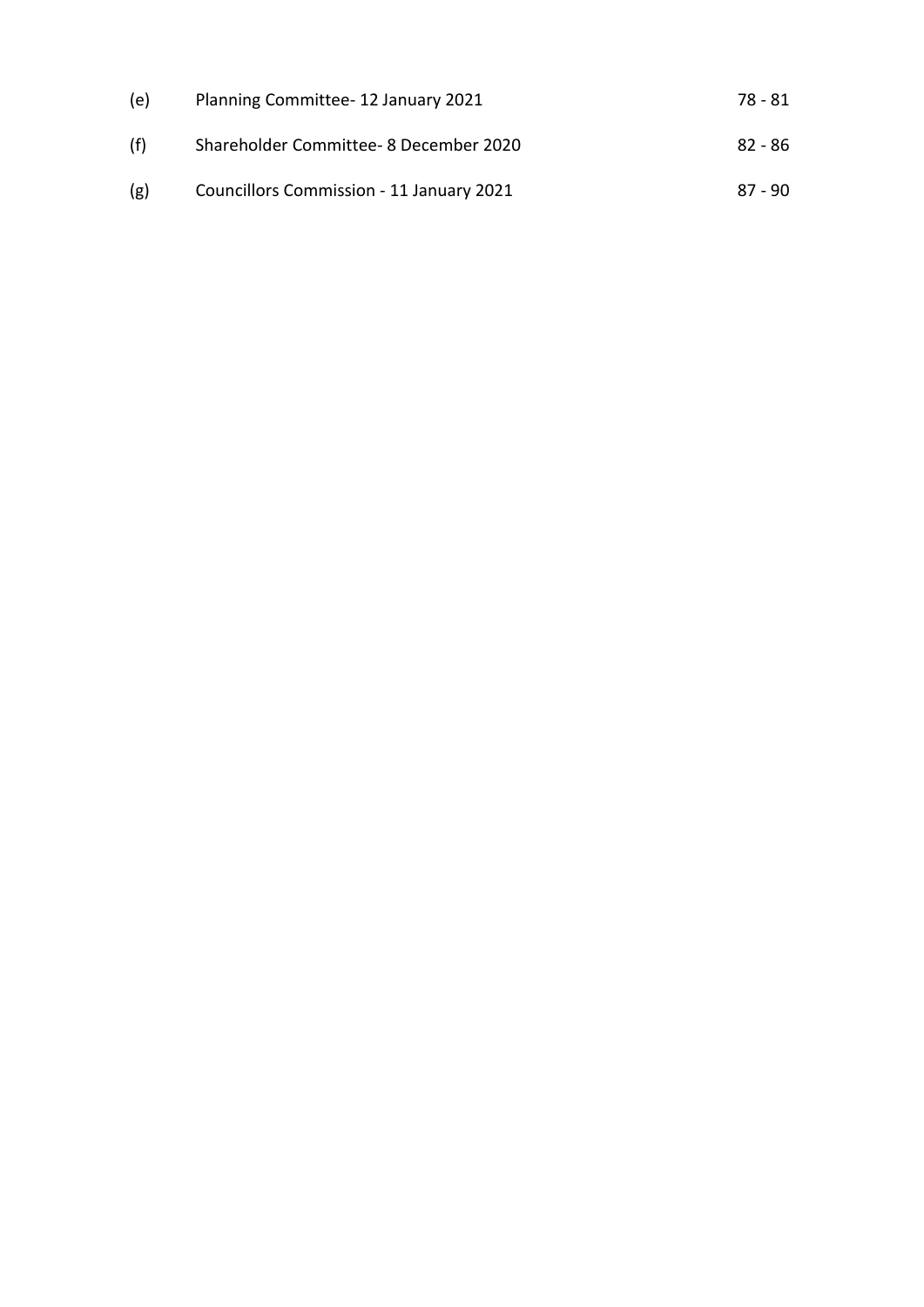| | | |
|---|---|---|
| (e) | Planning Committee- 12 January 2021 | 78 - 81 |
| (f) | Shareholder Committee- 8 December 2020 | 82 - 86 |
| (g) | Councillors Commission - 11 January 2021 | 87 - 90 |